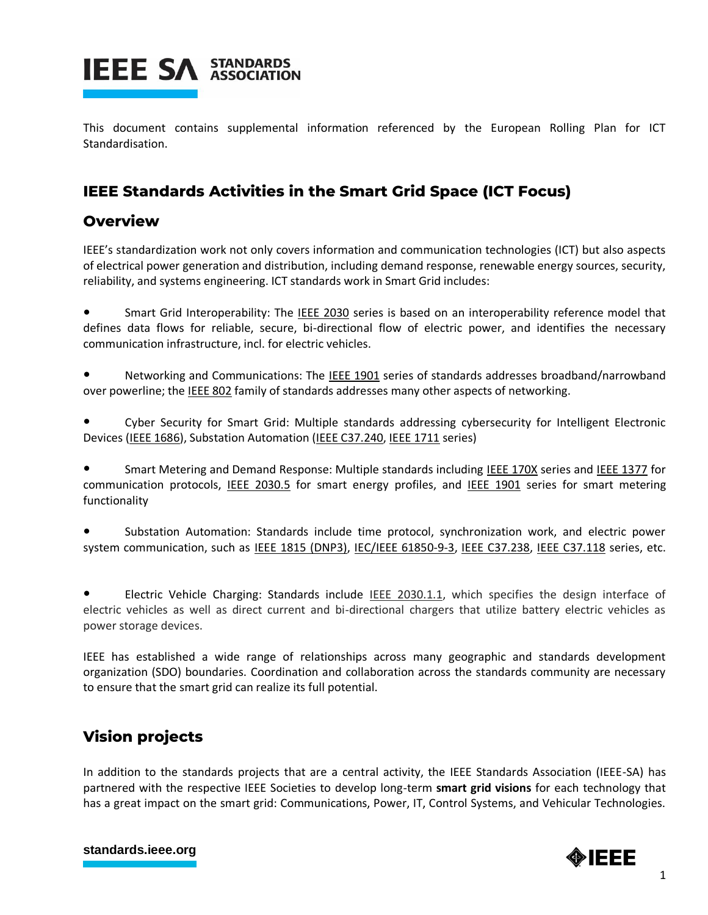This document contains supplemental information referenced by the European Rolling Plan for ICT Standardisation.

## IEEE Standards Activities in the Smart Grid Space (ICT Focus)

### Overview

IEEE's standardization work not only covers information and communication technologies (ICT) but also aspects of electrical power generation and distribution, including demand response, renewable energy sources, security, reliability, and systems engineering. ICT standards work in Smart Grid includes:

- Smart Grid Interoperability: The IEEE 2030 series is based on an interoperability reference model that defines data flows for reliable, secure, bi-directional flow of electric power, and identifies the necessary communication infrastructure, incl. for electric vehicles.

- Networking and Communications: The IEEE 1901 series of standards addresses broadband/narrowband over powerline; the IEEE 802 family of standards addresses many other aspects of networking.

- Cyber Security for Smart Grid: Multiple standards addressing cybersecurity for Intelligent Electronic Devices (IEEE 1686), Substation Automation (IEEE C37.240, IEEE 1711 series)

- Smart Metering and Demand Response: Multiple standards including IEEE 170X series and IEEE 1377 for communication protocols, IEEE 2030.5 for smart energy profiles, and IEEE 1901 series for smart metering functionality

- Substation Automation: Standards include time protocol, synchronization work, and electric power system communication, such as IEEE 1815 (DNP3), IEC/IEEE 61850-9-3, IEEE C37.238, IEEE C37.118 series, etc.

- Electric Vehicle Charging: Standards include IEEE 2030.1.1, which specifies the design interface of electric vehicles as well as direct current and bi-directional chargers that utilize battery electric vehicles as power storage devices.

IEEE has established a wide range of relationships across many geographic and standards development organization (SDO) boundaries. Coordination and collaboration across the standards community are necessary to ensure that the smart grid can realize its full potential.

## Vision projects

In addition to the standards projects that are a central activity, the IEEE Standards Association (IEEE-SA) has partnered with the respective IEEE Societies to develop long-term **smart grid visions** for each technology that has a great impact on the smart grid: Communications, Power, IT, Control Systems, and Vehicular Technologies.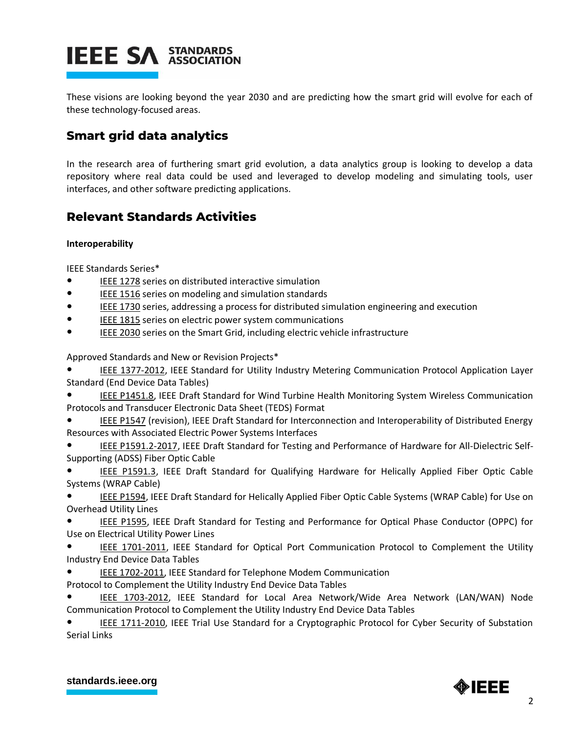These visions are looking beyond the year 2030 and are predicting how the smart grid will evolve for each of these technology-focused areas.

## Smart grid data analytics

In the research area of furthering smart grid evolution, a data analytics group is looking to develop a data repository where real data could be used and leveraged to develop modeling and simulating tools, user interfaces, and other software predicting applications.

## Relevant Standards Activities

**Interoperability**

IEEE Standards Series*

- IEEE 1278 series on distributed interactive simulation
- IEEE 1516 series on modeling and simulation standards
- IEEE 1730 series, addressing a process for distributed simulation engineering and execution
- IEEE 1815 series on electric power system communications
- IEEE 2030 series on the Smart Grid, including electric vehicle infrastructure

Approved Standards and New or Revision Projects*

- IEEE 1377-2012, IEEE Standard for Utility Industry Metering Communication Protocol Application Layer Standard (End Device Data Tables)
- IEEE P1451.8, IEEE Draft Standard for Wind Turbine Health Monitoring System Wireless Communication Protocols and Transducer Electronic Data Sheet (TEDS) Format
- IEEE P1547 (revision), IEEE Draft Standard for Interconnection and Interoperability of Distributed Energy Resources with Associated Electric Power Systems Interfaces
- IEEE P1591.2-2017, IEEE Draft Standard for Testing and Performance of Hardware for All-Dielectric Self-Supporting (ADSS) Fiber Optic Cable
- IEEE P1591.3, IEEE Draft Standard for Qualifying Hardware for Helically Applied Fiber Optic Cable Systems (WRAP Cable)
- IEEE P1594, IEEE Draft Standard for Helically Applied Fiber Optic Cable Systems (WRAP Cable) for Use on Overhead Utility Lines
- IEEE P1595, IEEE Draft Standard for Testing and Performance for Optical Phase Conductor (OPPC) for Use on Electrical Utility Power Lines
- IEEE 1701-2011, IEEE Standard for Optical Port Communication Protocol to Complement the Utility Industry End Device Data Tables
- IEEE 1702-2011, IEEE Standard for Telephone Modem Communication Protocol to Complement the Utility Industry End Device Data Tables
- IEEE 1703-2012, IEEE Standard for Local Area Network/Wide Area Network (LAN/WAN) Node Communication Protocol to Complement the Utility Industry End Device Data Tables
- IEEE 1711-2010, IEEE Trial Use Standard for a Cryptographic Protocol for Cyber Security of Substation Serial Links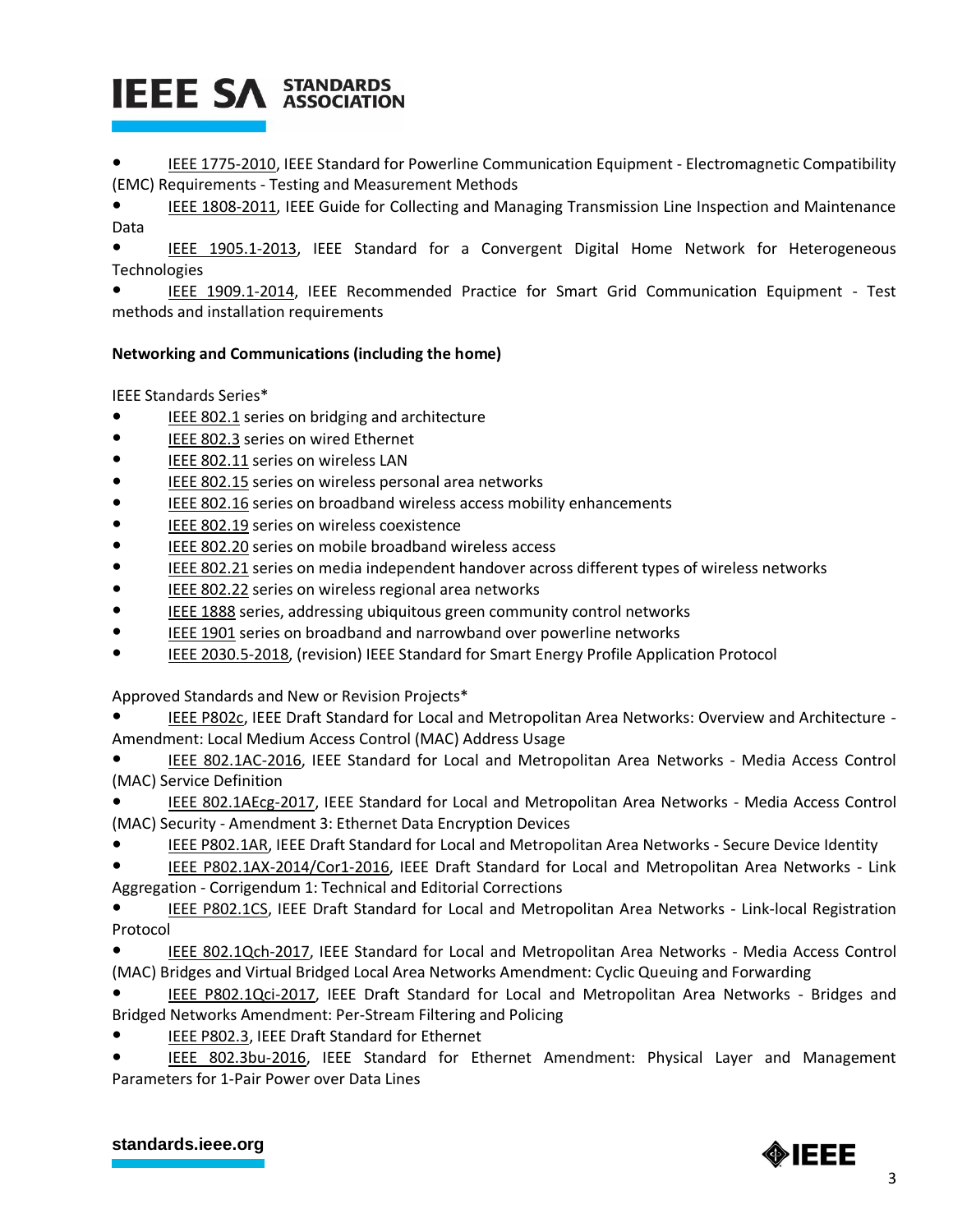- IEEE 1775-2010, IEEE Standard for Powerline Communication Equipment - Electromagnetic Compatibility (EMC) Requirements - Testing and Measurement Methods
- IEEE 1808-2011, IEEE Guide for Collecting and Managing Transmission Line Inspection and Maintenance Data
- IEEE 1905.1-2013, IEEE Standard for a Convergent Digital Home Network for Heterogeneous Technologies
- IEEE 1909.1-2014, IEEE Recommended Practice for Smart Grid Communication Equipment - Test methods and installation requirements

**Networking and Communications (including the home)**

IEEE Standards Series*

- IEEE 802.1 series on bridging and architecture
- IEEE 802.3 series on wired Ethernet
- IEEE 802.11 series on wireless LAN
- IEEE 802.15 series on wireless personal area networks
- IEEE 802.16 series on broadband wireless access mobility enhancements
- IEEE 802.19 series on wireless coexistence
- IEEE 802.20 series on mobile broadband wireless access
- IEEE 802.21 series on media independent handover across different types of wireless networks
- IEEE 802.22 series on wireless regional area networks
- IEEE 1888 series, addressing ubiquitous green community control networks
- IEEE 1901 series on broadband and narrowband over powerline networks
- IEEE 2030.5-2018, (revision) IEEE Standard for Smart Energy Profile Application Protocol

Approved Standards and New or Revision Projects*

- IEEE P802c, IEEE Draft Standard for Local and Metropolitan Area Networks: Overview and Architecture - Amendment: Local Medium Access Control (MAC) Address Usage
- IEEE 802.1AC-2016, IEEE Standard for Local and Metropolitan Area Networks - Media Access Control (MAC) Service Definition
- IEEE 802.1AEcg-2017, IEEE Standard for Local and Metropolitan Area Networks - Media Access Control (MAC) Security - Amendment 3: Ethernet Data Encryption Devices
- IEEE P802.1AR, IEEE Draft Standard for Local and Metropolitan Area Networks - Secure Device Identity
- IEEE P802.1AX-2014/Cor1-2016, IEEE Draft Standard for Local and Metropolitan Area Networks - Link Aggregation - Corrigendum 1: Technical and Editorial Corrections
- IEEE P802.1CS, IEEE Draft Standard for Local and Metropolitan Area Networks - Link-local Registration Protocol
- IEEE 802.1Qch-2017, IEEE Standard for Local and Metropolitan Area Networks - Media Access Control (MAC) Bridges and Virtual Bridged Local Area Networks Amendment: Cyclic Queuing and Forwarding
- IEEE P802.1Qci-2017, IEEE Draft Standard for Local and Metropolitan Area Networks - Bridges and Bridged Networks Amendment: Per-Stream Filtering and Policing
- IEEE P802.3, IEEE Draft Standard for Ethernet
- IEEE 802.3bu-2016, IEEE Standard for Ethernet Amendment: Physical Layer and Management Parameters for 1-Pair Power over Data Lines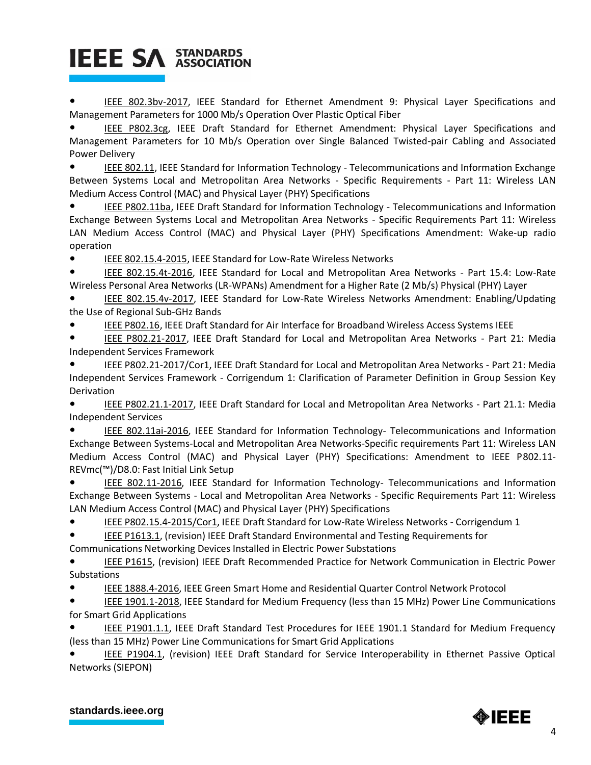- IEEE 802.3bv-2017, IEEE Standard for Ethernet Amendment 9: Physical Layer Specifications and Management Parameters for 1000 Mb/s Operation Over Plastic Optical Fiber
- IEEE P802.3cg, IEEE Draft Standard for Ethernet Amendment: Physical Layer Specifications and Management Parameters for 10 Mb/s Operation over Single Balanced Twisted-pair Cabling and Associated Power Delivery
- IEEE 802.11, IEEE Standard for Information Technology - Telecommunications and Information Exchange Between Systems Local and Metropolitan Area Networks - Specific Requirements - Part 11: Wireless LAN Medium Access Control (MAC) and Physical Layer (PHY) Specifications
- IEEE P802.11ba, IEEE Draft Standard for Information Technology - Telecommunications and Information Exchange Between Systems Local and Metropolitan Area Networks - Specific Requirements Part 11: Wireless LAN Medium Access Control (MAC) and Physical Layer (PHY) Specifications Amendment: Wake-up radio operation
- IEEE 802.15.4-2015, IEEE Standard for Low-Rate Wireless Networks
- IEEE 802.15.4t-2016, IEEE Standard for Local and Metropolitan Area Networks - Part 15.4: Low-Rate Wireless Personal Area Networks (LR-WPANs) Amendment for a Higher Rate (2 Mb/s) Physical (PHY) Layer
- IEEE 802.15.4v-2017, IEEE Standard for Low-Rate Wireless Networks Amendment: Enabling/Updating the Use of Regional Sub-GHz Bands
- IEEE P802.16, IEEE Draft Standard for Air Interface for Broadband Wireless Access Systems IEEE
- IEEE P802.21-2017, IEEE Draft Standard for Local and Metropolitan Area Networks - Part 21: Media Independent Services Framework
- IEEE P802.21-2017/Cor1, IEEE Draft Standard for Local and Metropolitan Area Networks - Part 21: Media Independent Services Framework - Corrigendum 1: Clarification of Parameter Definition in Group Session Key Derivation
- IEEE P802.21.1-2017, IEEE Draft Standard for Local and Metropolitan Area Networks - Part 21.1: Media Independent Services
- IEEE 802.11ai-2016, IEEE Standard for Information Technology- Telecommunications and Information Exchange Between Systems-Local and Metropolitan Area Networks-Specific requirements Part 11: Wireless LAN Medium Access Control (MAC) and Physical Layer (PHY) Specifications: Amendment to IEEE P802.11-REVmc(™)/D8.0: Fast Initial Link Setup
- IEEE 802.11-2016, IEEE Standard for Information Technology- Telecommunications and Information Exchange Between Systems - Local and Metropolitan Area Networks - Specific Requirements Part 11: Wireless LAN Medium Access Control (MAC) and Physical Layer (PHY) Specifications
- IEEE P802.15.4-2015/Cor1, IEEE Draft Standard for Low-Rate Wireless Networks - Corrigendum 1
- IEEE P1613.1, (revision) IEEE Draft Standard Environmental and Testing Requirements for Communications Networking Devices Installed in Electric Power Substations
- IEEE P1615, (revision) IEEE Draft Recommended Practice for Network Communication in Electric Power Substations
- IEEE 1888.4-2016, IEEE Green Smart Home and Residential Quarter Control Network Protocol
- IEEE 1901.1-2018, IEEE Standard for Medium Frequency (less than 15 MHz) Power Line Communications for Smart Grid Applications
- IEEE P1901.1.1, IEEE Draft Standard Test Procedures for IEEE 1901.1 Standard for Medium Frequency (less than 15 MHz) Power Line Communications for Smart Grid Applications
- IEEE P1904.1, (revision) IEEE Draft Standard for Service Interoperability in Ethernet Passive Optical Networks (SIEPON)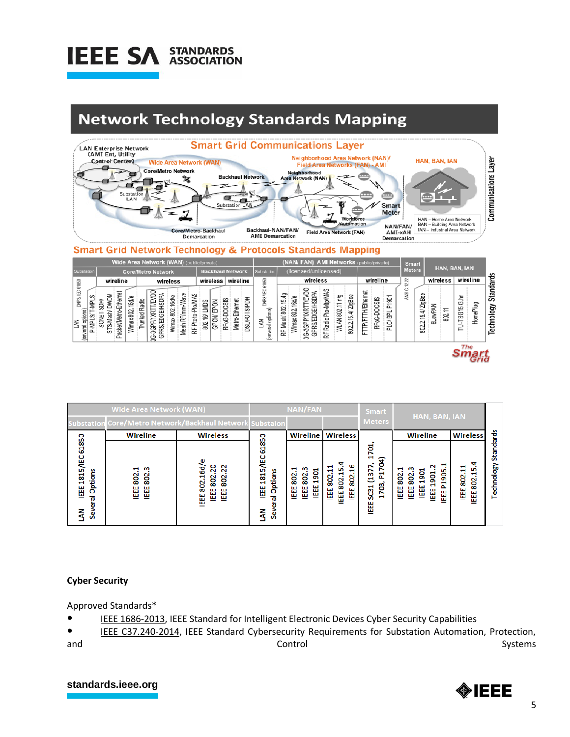# Network Technology Standards Mapping

**Smart Grid Communications Layer**

LAN Enterprise Network (AMI Ent, Utility Control Center) · Wide Area Network (WAN) · Core/Metro Network · Backhaul Network · Substation LAN · Neighborhood Area Network (NAN)/Field Area Networks (FAN) - AMI · Neighborhood Area Network (NAN) · Workforce Automation · Smart Meter · HAN, BAN, IAN · HAN – Home Area Network · BAN – Building Area Network · IAN – Industrial Area Network · Core/Metro-Backhaul Demarcation · Backhaul-NAN/FAN/AMI Demarcation · Field Area Network (FAN) · NAN/FAN/AMI-xAH Demarcation · Communications Layer

**Smart Grid Network Technology & Protocols Standards Mapping**

| Wide Area Network (WAN) (public/private) | | | | | | | | | | | | | | | | | (NAN/ FAN) AMI Networks (public/private) | | | | | | | | | | | | Smart Meters | HAN, BAN, IAN | | | | | |
|---|---|---|---|---|---|---|---|---|---|---|---|---|---|---|---|---|---|---|---|---|---|---|---|---|---|---|---|---|---|---|---|---|---|---|
| Substation | Core/Metro Network | | | | | | | | | Backhaul Network | | | | | | | Substation | (licensed/unlicensed) | | | | | | | | | | | | | | | | |
| | wireline | | | | wireless | | | | | wireless | | wireline | | | | | | wireless | | | | | | | wireline | | | | | wireless | | | wireline | |
| DNP3/ IEC 61850 LAN (several options) | IP-MPLS/ T-MPLS | SONET-SDH/ STS-Mesh/ DWDM | Packet/Metro-Ethernet | Wimax 802.16d/e | Trunked Radio | 3G-3GPP/1XRTT/EVDO GPRS/EDGE/HSDPA | Wimax 802.16d/e | Mesh RF/mm-Wave | RF Pt-to-Pt/o-MAS | 802.16/ LMDS | GPON/ EPON | RFoG-DOCSIS | Metro-Ethernet | DSL/POTS/PDH | | | DNP3/ IEC 61850 LAN (several options) | RF Mesh/ 802.15.4g | Wimax 802.16d/e | 3G-3GPP/1XRTT/EVDO GPRS/EDGE/HSDPA | RF Radio Pt-to-Mtp/MAS | WLAN 802.11 n/g | 802.15.4/ ZigBee | FTTP/FTTH/Ethernet | RFoG-DOCSIS | PLC/ BPL P1901 | | | ANSI C.12.22 | 802.15.4/ ZigBee | 6LoWPAN | 802.11 | ITU-T SG15 G.hn | HomePlug |

Technology Standards

*The Smart Grid*

| Wide Area Network (WAN) | | | NAN/FAN | | | Smart Meters | HAN, BAN, IAN | | |
|---|---|---|---|---|---|---|---|---|---|
| Substation | Core/Metro Network/Backhaul Network | | Substation | | | | | | |
| | Wireline | Wireless | | Wireline | Wireless | | Wireline | Wireless | |
| LAN Several Options IEEE 1815/IEC 61850 | IEEE 802.1 IEEE 802.3 | IEEE 802.16d/e IEEE 802.20 IEEE 802.22 | LAN Several Options IEEE 1815/IEC 61850 | IEEE 802.1 IEEE 802.3 IEEE 1901 | IEEE 802.11 IEEE 802.15.4 IEEE 802.16 | IEEE SC31 (1377, 1701, 1703, P1704) | IEEE 802.1 IEEE 802.3 IEEE 1901 IEEE 1901.2 IEEE P1905.1 | IEEE 802.11 IEEE 802.15.4 | Technology Standards |

**Cyber Security**

Approved Standards*

- IEEE 1686-2013, IEEE Standard for Intelligent Electronic Devices Cyber Security Capabilities
- IEEE C37.240-2014, IEEE Standard Cybersecurity Requirements for Substation Automation, Protection, and Control Systems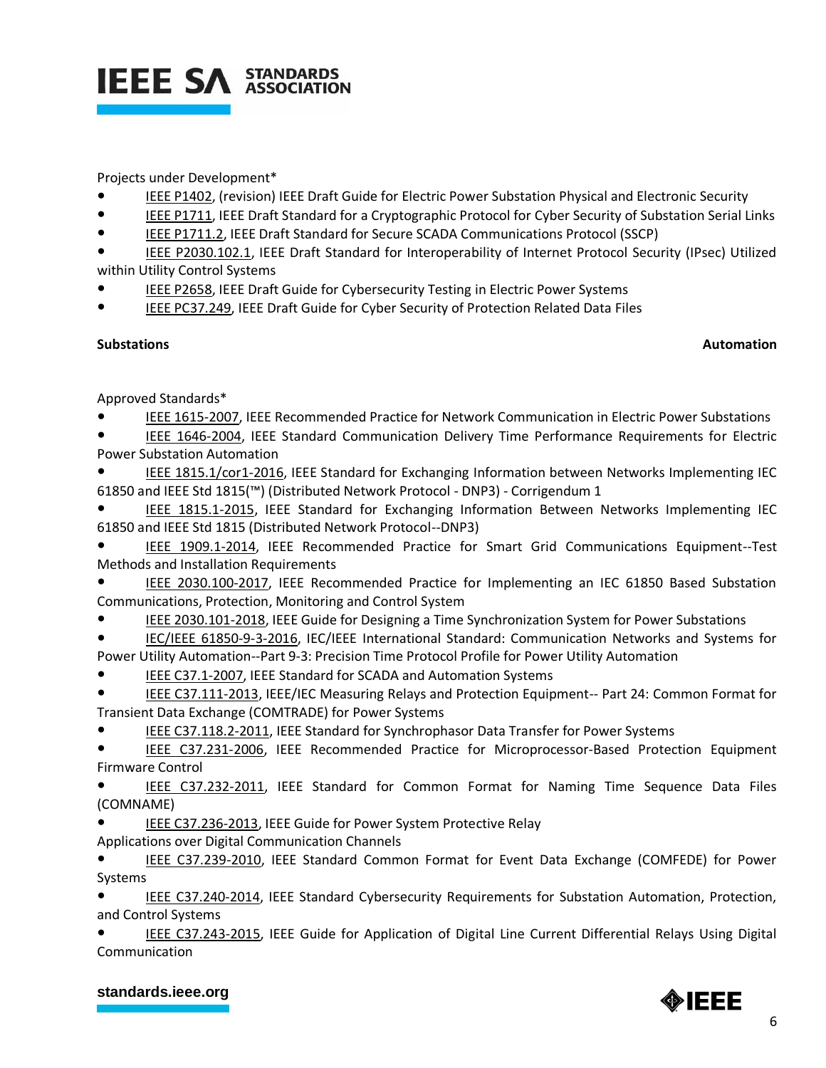Projects under Development*

- IEEE P1402, (revision) IEEE Draft Guide for Electric Power Substation Physical and Electronic Security
- IEEE P1711, IEEE Draft Standard for a Cryptographic Protocol for Cyber Security of Substation Serial Links
- IEEE P1711.2, IEEE Draft Standard for Secure SCADA Communications Protocol (SSCP)
- IEEE P2030.102.1, IEEE Draft Standard for Interoperability of Internet Protocol Security (IPsec) Utilized within Utility Control Systems
- IEEE P2658, IEEE Draft Guide for Cybersecurity Testing in Electric Power Systems
- IEEE PC37.249, IEEE Draft Guide for Cyber Security of Protection Related Data Files

**Substations Automation**

Approved Standards*

- IEEE 1615-2007, IEEE Recommended Practice for Network Communication in Electric Power Substations
- IEEE 1646-2004, IEEE Standard Communication Delivery Time Performance Requirements for Electric Power Substation Automation
- IEEE 1815.1/cor1-2016, IEEE Standard for Exchanging Information between Networks Implementing IEC 61850 and IEEE Std 1815(™) (Distributed Network Protocol - DNP3) - Corrigendum 1
- IEEE 1815.1-2015, IEEE Standard for Exchanging Information Between Networks Implementing IEC 61850 and IEEE Std 1815 (Distributed Network Protocol--DNP3)
- IEEE 1909.1-2014, IEEE Recommended Practice for Smart Grid Communications Equipment--Test Methods and Installation Requirements
- IEEE 2030.100-2017, IEEE Recommended Practice for Implementing an IEC 61850 Based Substation Communications, Protection, Monitoring and Control System
- IEEE 2030.101-2018, IEEE Guide for Designing a Time Synchronization System for Power Substations
- IEC/IEEE 61850-9-3-2016, IEC/IEEE International Standard: Communication Networks and Systems for Power Utility Automation--Part 9-3: Precision Time Protocol Profile for Power Utility Automation
- IEEE C37.1-2007, IEEE Standard for SCADA and Automation Systems
- IEEE C37.111-2013, IEEE/IEC Measuring Relays and Protection Equipment-- Part 24: Common Format for Transient Data Exchange (COMTRADE) for Power Systems
- IEEE C37.118.2-2011, IEEE Standard for Synchrophasor Data Transfer for Power Systems
- IEEE C37.231-2006, IEEE Recommended Practice for Microprocessor-Based Protection Equipment Firmware Control
- IEEE C37.232-2011, IEEE Standard for Common Format for Naming Time Sequence Data Files (COMNAME)
- IEEE C37.236-2013, IEEE Guide for Power System Protective Relay Applications over Digital Communication Channels
- IEEE C37.239-2010, IEEE Standard Common Format for Event Data Exchange (COMFEDE) for Power Systems
- IEEE C37.240-2014, IEEE Standard Cybersecurity Requirements for Substation Automation, Protection, and Control Systems
- IEEE C37.243-2015, IEEE Guide for Application of Digital Line Current Differential Relays Using Digital Communication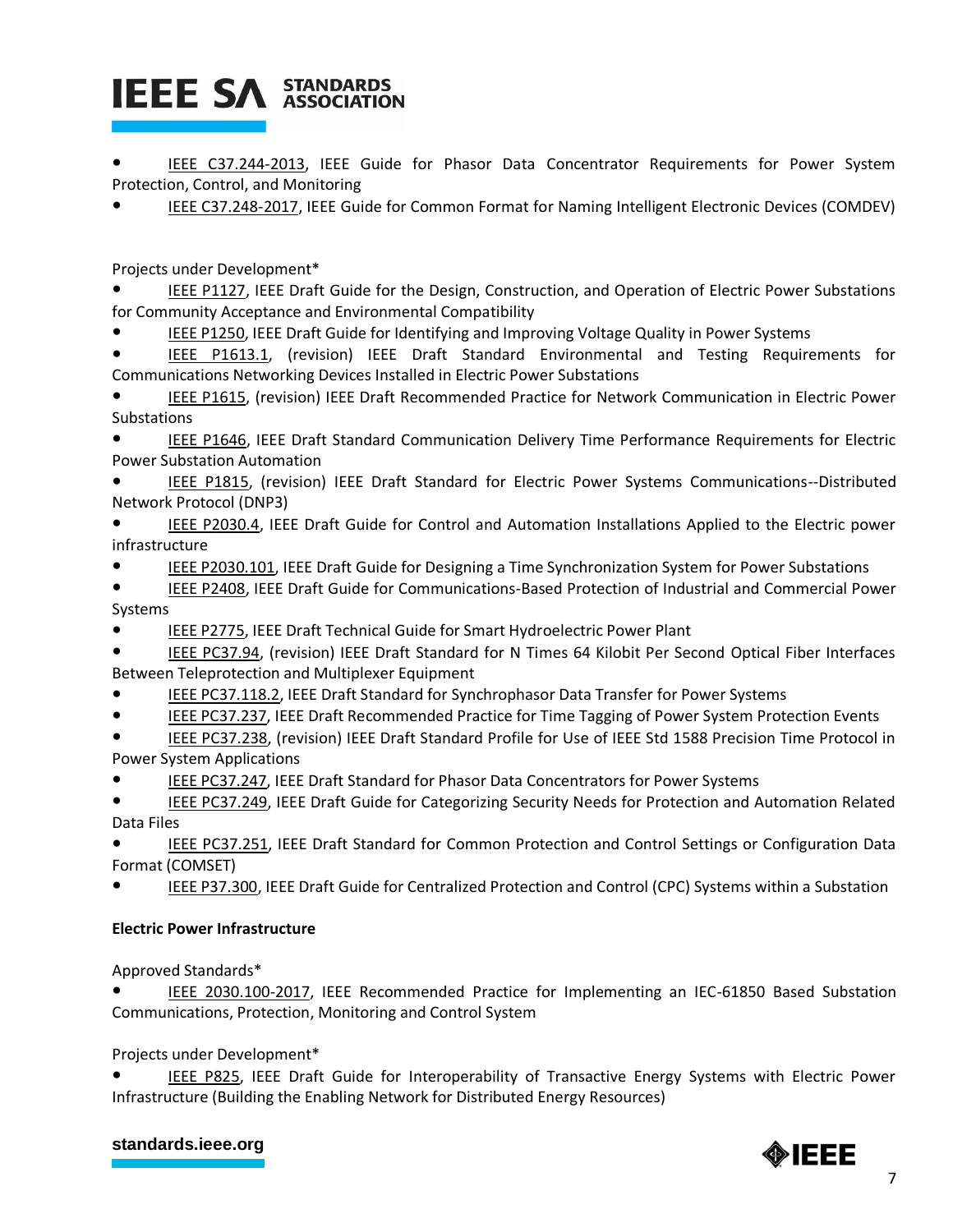- IEEE C37.244-2013, IEEE Guide for Phasor Data Concentrator Requirements for Power System Protection, Control, and Monitoring
- IEEE C37.248-2017, IEEE Guide for Common Format for Naming Intelligent Electronic Devices (COMDEV)

Projects under Development*

- IEEE P1127, IEEE Draft Guide for the Design, Construction, and Operation of Electric Power Substations for Community Acceptance and Environmental Compatibility
- IEEE P1250, IEEE Draft Guide for Identifying and Improving Voltage Quality in Power Systems
- IEEE P1613.1, (revision) IEEE Draft Standard Environmental and Testing Requirements for Communications Networking Devices Installed in Electric Power Substations
- IEEE P1615, (revision) IEEE Draft Recommended Practice for Network Communication in Electric Power Substations
- IEEE P1646, IEEE Draft Standard Communication Delivery Time Performance Requirements for Electric Power Substation Automation
- IEEE P1815, (revision) IEEE Draft Standard for Electric Power Systems Communications--Distributed Network Protocol (DNP3)
- IEEE P2030.4, IEEE Draft Guide for Control and Automation Installations Applied to the Electric power infrastructure
- IEEE P2030.101, IEEE Draft Guide for Designing a Time Synchronization System for Power Substations
- IEEE P2408, IEEE Draft Guide for Communications-Based Protection of Industrial and Commercial Power Systems
- IEEE P2775, IEEE Draft Technical Guide for Smart Hydroelectric Power Plant
- IEEE PC37.94, (revision) IEEE Draft Standard for N Times 64 Kilobit Per Second Optical Fiber Interfaces Between Teleprotection and Multiplexer Equipment
- IEEE PC37.118.2, IEEE Draft Standard for Synchrophasor Data Transfer for Power Systems
- IEEE PC37.237, IEEE Draft Recommended Practice for Time Tagging of Power System Protection Events
- IEEE PC37.238, (revision) IEEE Draft Standard Profile for Use of IEEE Std 1588 Precision Time Protocol in Power System Applications
- IEEE PC37.247, IEEE Draft Standard for Phasor Data Concentrators for Power Systems
- IEEE PC37.249, IEEE Draft Guide for Categorizing Security Needs for Protection and Automation Related Data Files
- IEEE PC37.251, IEEE Draft Standard for Common Protection and Control Settings or Configuration Data Format (COMSET)
- IEEE P37.300, IEEE Draft Guide for Centralized Protection and Control (CPC) Systems within a Substation

**Electric Power Infrastructure**

Approved Standards*

- IEEE 2030.100-2017, IEEE Recommended Practice for Implementing an IEC-61850 Based Substation Communications, Protection, Monitoring and Control System

Projects under Development*

- IEEE P825, IEEE Draft Guide for Interoperability of Transactive Energy Systems with Electric Power Infrastructure (Building the Enabling Network for Distributed Energy Resources)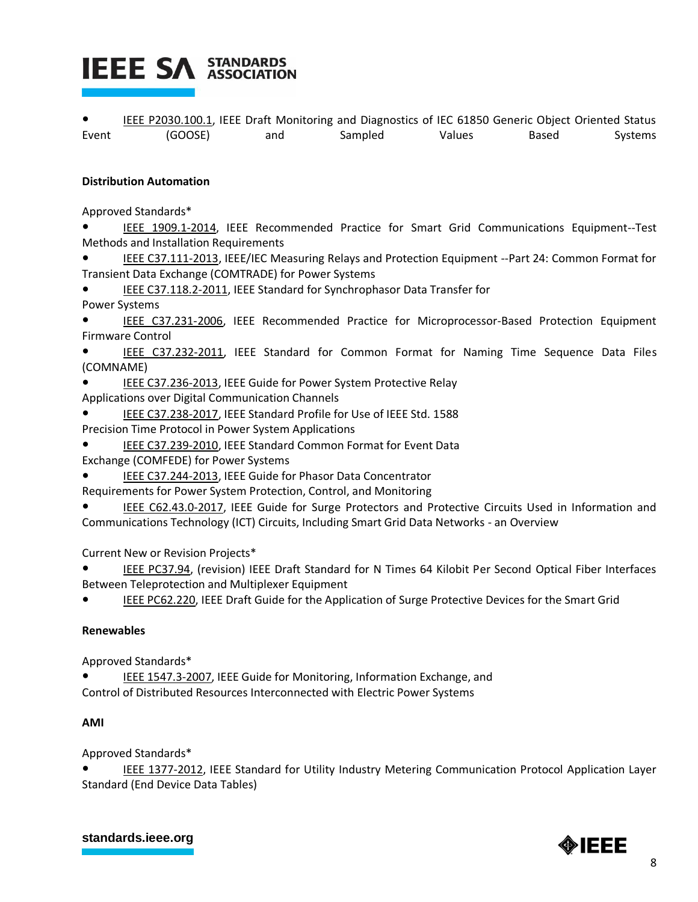- IEEE P2030.100.1, IEEE Draft Monitoring and Diagnostics of IEC 61850 Generic Object Oriented Status Event (GOOSE) and Sampled Values Based Systems

**Distribution Automation**

Approved Standards*

- IEEE 1909.1-2014, IEEE Recommended Practice for Smart Grid Communications Equipment--Test Methods and Installation Requirements
- IEEE C37.111-2013, IEEE/IEC Measuring Relays and Protection Equipment --Part 24: Common Format for Transient Data Exchange (COMTRADE) for Power Systems
- IEEE C37.118.2-2011, IEEE Standard for Synchrophasor Data Transfer for Power Systems
- IEEE C37.231-2006, IEEE Recommended Practice for Microprocessor-Based Protection Equipment Firmware Control
- IEEE C37.232-2011, IEEE Standard for Common Format for Naming Time Sequence Data Files (COMNAME)
- IEEE C37.236-2013, IEEE Guide for Power System Protective Relay Applications over Digital Communication Channels
- IEEE C37.238-2017, IEEE Standard Profile for Use of IEEE Std. 1588 Precision Time Protocol in Power System Applications
- IEEE C37.239-2010, IEEE Standard Common Format for Event Data Exchange (COMFEDE) for Power Systems
- IEEE C37.244-2013, IEEE Guide for Phasor Data Concentrator Requirements for Power System Protection, Control, and Monitoring
- IEEE C62.43.0-2017, IEEE Guide for Surge Protectors and Protective Circuits Used in Information and Communications Technology (ICT) Circuits, Including Smart Grid Data Networks - an Overview

Current New or Revision Projects*

- IEEE PC37.94, (revision) IEEE Draft Standard for N Times 64 Kilobit Per Second Optical Fiber Interfaces Between Teleprotection and Multiplexer Equipment
- IEEE PC62.220, IEEE Draft Guide for the Application of Surge Protective Devices for the Smart Grid

**Renewables**

Approved Standards*

- IEEE 1547.3-2007, IEEE Guide for Monitoring, Information Exchange, and Control of Distributed Resources Interconnected with Electric Power Systems

**AMI**

Approved Standards*

- IEEE 1377-2012, IEEE Standard for Utility Industry Metering Communication Protocol Application Layer Standard (End Device Data Tables)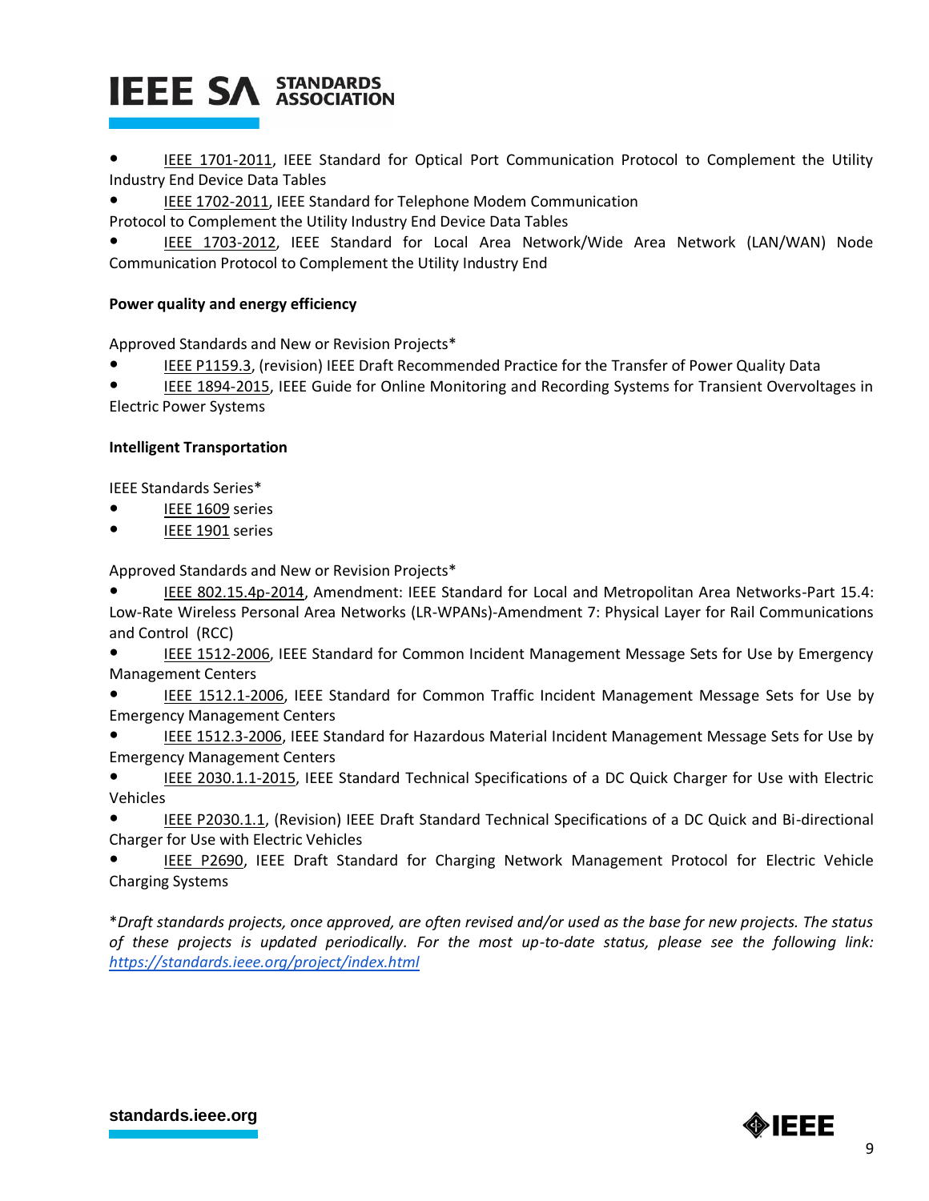- IEEE 1701-2011, IEEE Standard for Optical Port Communication Protocol to Complement the Utility Industry End Device Data Tables
- IEEE 1702-2011, IEEE Standard for Telephone Modem Communication Protocol to Complement the Utility Industry End Device Data Tables
- IEEE 1703-2012, IEEE Standard for Local Area Network/Wide Area Network (LAN/WAN) Node Communication Protocol to Complement the Utility Industry End

**Power quality and energy efficiency**

Approved Standards and New or Revision Projects*

- IEEE P1159.3, (revision) IEEE Draft Recommended Practice for the Transfer of Power Quality Data
- IEEE 1894-2015, IEEE Guide for Online Monitoring and Recording Systems for Transient Overvoltages in Electric Power Systems

**Intelligent Transportation**

IEEE Standards Series*

- IEEE 1609 series
- IEEE 1901 series

Approved Standards and New or Revision Projects*

- IEEE 802.15.4p-2014, Amendment: IEEE Standard for Local and Metropolitan Area Networks-Part 15.4: Low-Rate Wireless Personal Area Networks (LR-WPANs)-Amendment 7: Physical Layer for Rail Communications and Control (RCC)
- IEEE 1512-2006, IEEE Standard for Common Incident Management Message Sets for Use by Emergency Management Centers
- IEEE 1512.1-2006, IEEE Standard for Common Traffic Incident Management Message Sets for Use by Emergency Management Centers
- IEEE 1512.3-2006, IEEE Standard for Hazardous Material Incident Management Message Sets for Use by Emergency Management Centers
- IEEE 2030.1.1-2015, IEEE Standard Technical Specifications of a DC Quick Charger for Use with Electric Vehicles
- IEEE P2030.1.1, (Revision) IEEE Draft Standard Technical Specifications of a DC Quick and Bi-directional Charger for Use with Electric Vehicles
- IEEE P2690, IEEE Draft Standard for Charging Network Management Protocol for Electric Vehicle Charging Systems

**Draft standards projects, once approved, are often revised and/or used as the base for new projects. The status of these projects is updated periodically. For the most up-to-date status, please see the following link: https://standards.ieee.org/project/index.html*